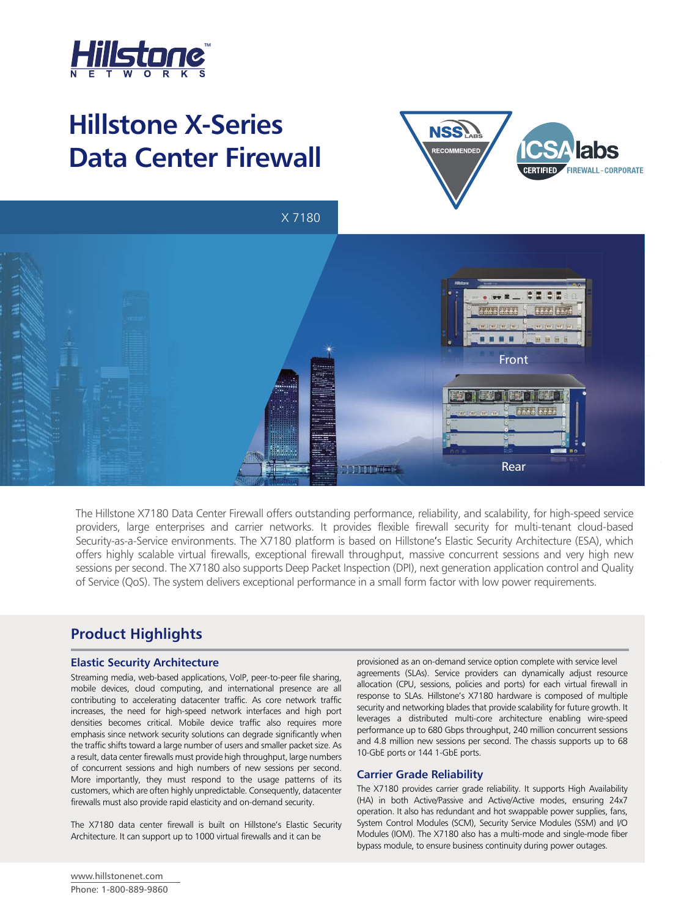# Hillstone X-Series Data Center Firewall

X 7180

Front

Rear

The Hillstone X7180 Data Center Firewall offers outstanding performance, reliability, and scalability, for high-speed service providers, large enterprises and carrier networks. It provides flexible firewall security for multi-tenant cloud-based Security-as-a-Service environments. The X7180 platform is based on Hillstone's Elastic Security Architecture (ESA), which offers highly scalable virtual firewalls, exceptional firewall throughput, massive concurrent sessions and very high new sessions per second. The X7180 also supports Deep Packet Inspection (DPI), next generation application control and Quality of Service (QoS). The system delivers exceptional performance in a small form factor with low power requirements.

## Product Highlights

### Elastic Security Architecture

Streaming media, web-based applications, VoIP, peer-to-peer file sharing, mobile devices, cloud computing, and international presence are all contributing to accelerating datacenter traffic. As core network traffic increases, the need for high-speed network interfaces and high port densities becomes critical. Mobile device traffic also requires more emphasis since network security solutions can degrade significantly when the traffic shifts toward a large number of users and smaller packet size. As a result, data center firewalls must provide high throughput, large numbers of concurrent sessions and high numbers of new sessions per second. More importantly, they must respond to the usage patterns of its customers, which are often highly unpredictable. Consequently, datacenter firewalls must also provide rapid elasticity and on-demand security.

The X7180 data center firewall is built on Hillstone's Elastic Security Architecture. It can support up to 1000 virtual firewalls and it can be provisioned as an on-demand service option complete with service level agreements (SLAs). Service providers can dynamically adjust resource allocation (CPU, sessions, policies and ports) for each virtual firewall in response to SLAs. Hillstone's X7180 hardware is composed of multiple security and networking blades that provide scalability for future growth. It leverages a distributed multi-core architecture enabling wire-speed performance up to 680 Gbps throughput, 240 million concurrent sessions and 4.8 million new sessions per second. The chassis supports up to 68 10-GbE ports or 144 1-GbE ports.

### Carrier Grade Reliability

The X7180 provides carrier grade reliability. It supports High Availability (HA) in both Active/Passive and Active/Active modes, ensuring 24x7 operation. It also has redundant and hot swappable power supplies, fans, System Control Modules (SCM), Security Service Modules (SSM) and I/O Modules (IOM). The X7180 also has a multi-mode and single-mode fiber bypass module, to ensure business continuity during power outages.

www.hillstonenet.com
Phone: 1-800-889-9860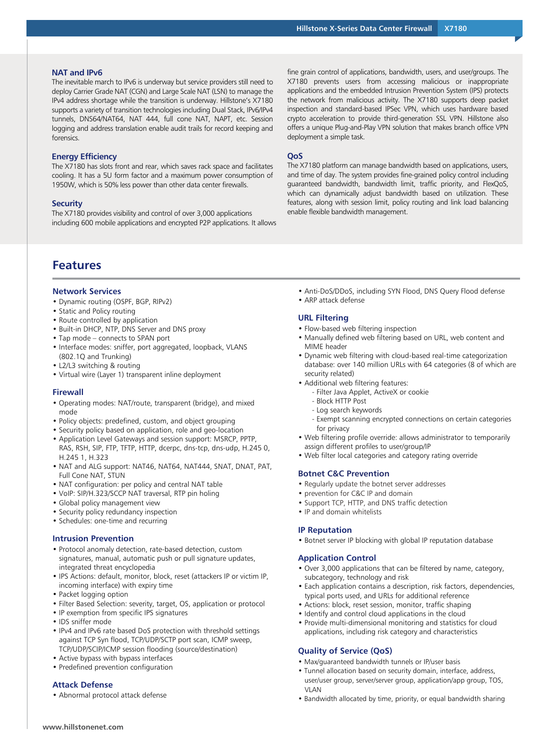## NAT and IPv6

The inevitable march to IPv6 is underway but service providers still need to deploy Carrier Grade NAT (CGN) and Large Scale NAT (LSN) to manage the IPv4 address shortage while the transition is underway. Hillstone's X7180 supports a variety of transition technologies including Dual Stack, IPv6/IPv4 tunnels, DNS64/NAT64, NAT 444, full cone NAT, NAPT, etc. Session logging and address translation enable audit trails for record keeping and forensics.

## Energy Efficiency

The X7180 has slots front and rear, which saves rack space and facilitates cooling. It has a 5U form factor and a maximum power consumption of 1950W, which is 50% less power than other data center firewalls.

## Security

The X7180 provides visibility and control of over 3,000 applications including 600 mobile applications and encrypted P2P applications. It allows fine grain control of applications, bandwidth, users, and user/groups. The X7180 prevents users from accessing malicious or inappropriate applications and the embedded Intrusion Prevention System (IPS) protects the network from malicious activity. The X7180 supports deep packet inspection and standard-based IPSec VPN, which uses hardware based crypto acceleration to provide third-generation SSL VPN. Hillstone also offers a unique Plug-and-Play VPN solution that makes branch office VPN deployment a simple task.

## QoS

The X7180 platform can manage bandwidth based on applications, users, and time of day. The system provides fine-grained policy control including guaranteed bandwidth, bandwidth limit, traffic priority, and FlexQoS, which can dynamically adjust bandwidth based on utilization. These features, along with session limit, policy routing and link load balancing enable flexible bandwidth management.

# Features

### Network Services

- Dynamic routing (OSPF, BGP, RIPv2)
- Static and Policy routing
- Route controlled by application
- Built-in DHCP, NTP, DNS Server and DNS proxy
- Tap mode – connects to SPAN port
- Interface modes: sniffer, port aggregated, loopback, VLANS (802.1Q and Trunking)
- L2/L3 switching & routing
- Virtual wire (Layer 1) transparent inline deployment

### Firewall

- Operating modes: NAT/route, transparent (bridge), and mixed mode
- Policy objects: predefined, custom, and object grouping
- Security policy based on application, role and geo-location
- Application Level Gateways and session support: MSRCP, PPTP, RAS, RSH, SIP, FTP, TFTP, HTTP, dcerpc, dns-tcp, dns-udp, H.245 0, H.245 1, H.323
- NAT and ALG support: NAT46, NAT64, NAT444, SNAT, DNAT, PAT, Full Cone NAT, STUN
- NAT configuration: per policy and central NAT table
- VoIP: SIP/H.323/SCCP NAT traversal, RTP pin holing
- Global policy management view
- Security policy redundancy inspection
- Schedules: one-time and recurring

### Intrusion Prevention

- Protocol anomaly detection, rate-based detection, custom signatures, manual, automatic push or pull signature updates, integrated threat encyclopedia
- IPS Actions: default, monitor, block, reset (attackers IP or victim IP, incoming interface) with expiry time
- Packet logging option
- Filter Based Selection: severity, target, OS, application or protocol
- IP exemption from specific IPS signatures
- IDS sniffer mode
- IPv4 and IPv6 rate based DoS protection with threshold settings against TCP Syn flood, TCP/UDP/SCTP port scan, ICMP sweep, TCP/UDP/SCIP/ICMP session flooding (source/destination)
- Active bypass with bypass interfaces
- Predefined prevention configuration

### Attack Defense

- Abnormal protocol attack defense
- Anti-DoS/DDoS, including SYN Flood, DNS Query Flood defense
- ARP attack defense

### URL Filtering

- Flow-based web filtering inspection
- Manually defined web filtering based on URL, web content and MIME header
- Dynamic web filtering with cloud-based real-time categorization database: over 140 million URLs with 64 categories (8 of which are security related)
- Additional web filtering features:
  - Filter Java Applet, ActiveX or cookie
  - Block HTTP Post
  - Log search keywords
  - Exempt scanning encrypted connections on certain categories for privacy
- Web filtering profile override: allows administrator to temporarily assign different profiles to user/group/IP
- Web filter local categories and category rating override

### Botnet C&C Prevention

- Regularly update the botnet server addresses
- prevention for C&C IP and domain
- Support TCP, HTTP, and DNS traffic detection
- IP and domain whitelists

### IP Reputation

- Botnet server IP blocking with global IP reputation database

### Application Control

- Over 3,000 applications that can be filtered by name, category, subcategory, technology and risk
- Each application contains a description, risk factors, dependencies, typical ports used, and URLs for additional reference
- Actions: block, reset session, monitor, traffic shaping
- Identify and control cloud applications in the cloud
- Provide multi-dimensional monitoring and statistics for cloud applications, including risk category and characteristics

### Quality of Service (QoS)

- Max/guaranteed bandwidth tunnels or IP/user basis
- Tunnel allocation based on security domain, interface, address, user/user group, server/server group, application/app group, TOS, VLAN
- Bandwidth allocated by time, priority, or equal bandwidth sharing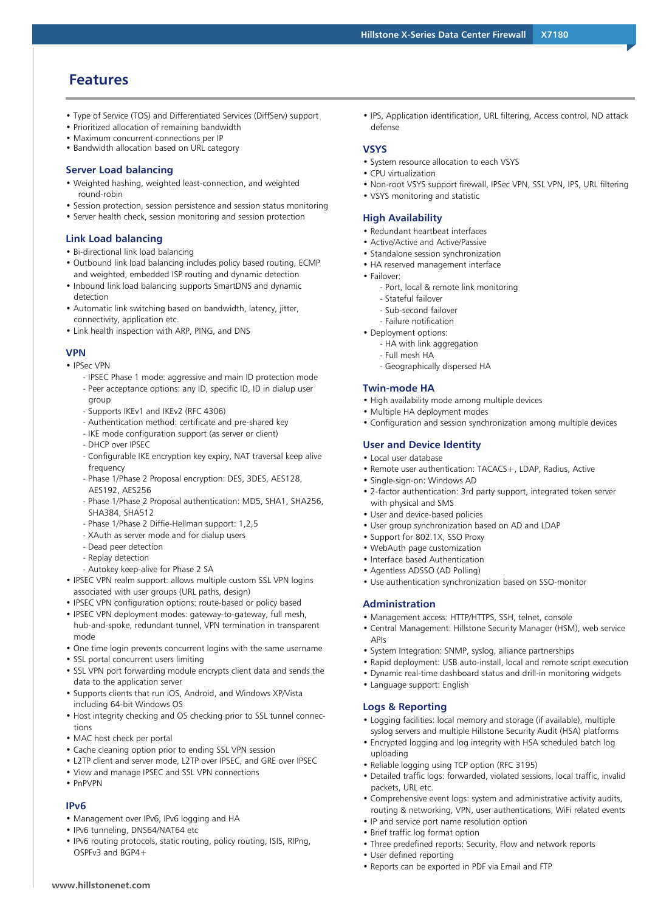## Features

- Type of Service (TOS) and Differentiated Services (DiffServ) support
- Prioritized allocation of remaining bandwidth
- Maximum concurrent connections per IP
- Bandwidth allocation based on URL category

### Server Load balancing

- Weighted hashing, weighted least-connection, and weighted round-robin
- Session protection, session persistence and session status monitoring
- Server health check, session monitoring and session protection

### Link Load balancing

- Bi-directional link load balancing
- Outbound link load balancing includes policy based routing, ECMP and weighted, embedded ISP routing and dynamic detection
- Inbound link load balancing supports SmartDNS and dynamic detection
- Automatic link switching based on bandwidth, latency, jitter, connectivity, application etc.
- Link health inspection with ARP, PING, and DNS

### VPN

- IPSec VPN
  - IPSEC Phase 1 mode: aggressive and main ID protection mode
  - Peer acceptance options: any ID, specific ID, ID in dialup user group
  - Supports IKEv1 and IKEv2 (RFC 4306)
  - Authentication method: certificate and pre-shared key
  - IKE mode configuration support (as server or client)
  - DHCP over IPSEC
  - Configurable IKE encryption key expiry, NAT traversal keep alive frequency
  - Phase 1/Phase 2 Proposal encryption: DES, 3DES, AES128, AES192, AES256
  - Phase 1/Phase 2 Proposal authentication: MD5, SHA1, SHA256, SHA384, SHA512
  - Phase 1/Phase 2 Diffie-Hellman support: 1,2,5
  - XAuth as server mode and for dialup users
  - Dead peer detection
  - Replay detection
  - Autokey keep-alive for Phase 2 SA
- IPSEC VPN realm support: allows multiple custom SSL VPN logins associated with user groups (URL paths, design)
- IPSEC VPN configuration options: route-based or policy based
- IPSEC VPN deployment modes: gateway-to-gateway, full mesh, hub-and-spoke, redundant tunnel, VPN termination in transparent mode
- One time login prevents concurrent logins with the same username
- SSL portal concurrent users limiting
- SSL VPN port forwarding module encrypts client data and sends the data to the application server
- Supports clients that run iOS, Android, and Windows XP/Vista including 64-bit Windows OS
- Host integrity checking and OS checking prior to SSL tunnel connections
- MAC host check per portal
- Cache cleaning option prior to ending SSL VPN session
- L2TP client and server mode, L2TP over IPSEC, and GRE over IPSEC
- View and manage IPSEC and SSL VPN connections
- PnPVPN

### IPv6

- Management over IPv6, IPv6 logging and HA
- IPv6 tunneling, DNS64/NAT64 etc
- IPv6 routing protocols, static routing, policy routing, ISIS, RIPng, OSPFv3 and BGP4+
- IPS, Application identification, URL filtering, Access control, ND attack defense

### VSYS

- System resource allocation to each VSYS
- CPU virtualization
- Non-root VSYS support firewall, IPSec VPN, SSL VPN, IPS, URL filtering
- VSYS monitoring and statistic

### High Availability

- Redundant heartbeat interfaces
- Active/Active and Active/Passive
- Standalone session synchronization
- HA reserved management interface
- Failover:
  - Port, local & remote link monitoring
  - Stateful failover
  - Sub-second failover
  - Failure notification
- Deployment options:
  - HA with link aggregation
  - Full mesh HA
  - Geographically dispersed HA

### Twin-mode HA

- High availability mode among multiple devices
- Multiple HA deployment modes
- Configuration and session synchronization among multiple devices

### User and Device Identity

- Local user database
- Remote user authentication: TACACS+, LDAP, Radius, Active
- Single-sign-on: Windows AD
- 2-factor authentication: 3rd party support, integrated token server with physical and SMS
- User and device-based policies
- User group synchronization based on AD and LDAP
- Support for 802.1X, SSO Proxy
- WebAuth page customization
- Interface based Authentication
- Agentless ADSSO (AD Polling)
- Use authentication synchronization based on SSO-monitor

### Administration

- Management access: HTTP/HTTPS, SSH, telnet, console
- Central Management: Hillstone Security Manager (HSM), web service APIs
- System Integration: SNMP, syslog, alliance partnerships
- Rapid deployment: USB auto-install, local and remote script execution
- Dynamic real-time dashboard status and drill-in monitoring widgets
- Language support: English

### Logs & Reporting

- Logging facilities: local memory and storage (if available), multiple syslog servers and multiple Hillstone Security Audit (HSA) platforms
- Encrypted logging and log integrity with HSA scheduled batch log uploading
- Reliable logging using TCP option (RFC 3195)
- Detailed traffic logs: forwarded, violated sessions, local traffic, invalid packets, URL etc.
- Comprehensive event logs: system and administrative activity audits, routing & networking, VPN, user authentications, WiFi related events
- IP and service port name resolution option
- Brief traffic log format option
- Three predefined reports: Security, Flow and network reports
- User defined reporting
- Reports can be exported in PDF via Email and FTP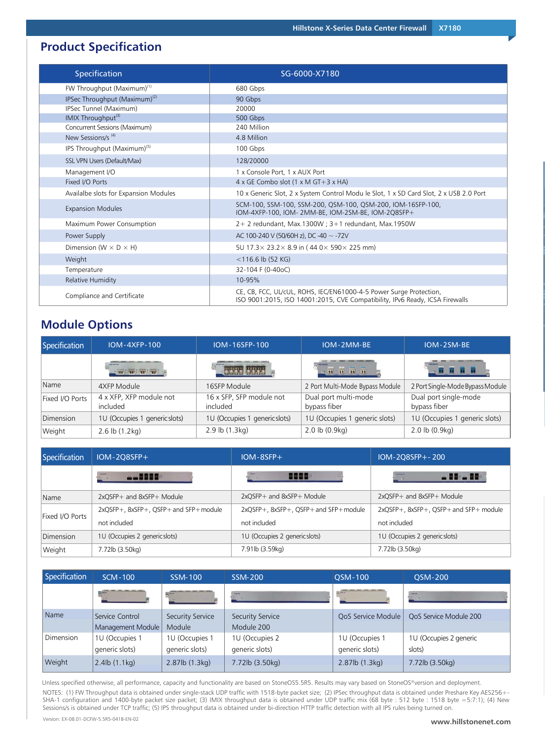## Product Specification

| Specification | SG-6000-X7180 |
|---|---|
| FW Throughput (Maximum)[1] | 680 Gbps |
| IPSec Throughput (Maximum)[2] | 90 Gbps |
| IPSec Tunnel (Maximum) | 20000 |
| IMIX Throughput[3] | 500 Gbps |
| Concurrent Sessions (Maximum) | 240 Million |
| New Sessions/s [4] | 4.8 Million |
| IPS Throughput (Maximum)[5] | 100 Gbps |
| SSL VPN Users (Default/Max) | 128/20000 |
| Management I/O | 1 x Console Port, 1 x AUX Port |
| Fixed I/O Ports | 4 x GE Combo slot (1 x M GT+3 x HA) |
| Availalbe slots for Expansion Modules | 10 x Generic Slot, 2 x System Control Modu le Slot, 1 x SD Card Slot, 2 x USB 2.0 Port |
| Expansion Modules | SCM-100, SSM-100, SSM-200, QSM-100, QSM-200, IOM-16SFP-100, IOM-4XFP-100, IOM- 2MM-BE, IOM-2SM-BE, IOM-2Q8SFP+ |
| Maximum Power Consumption | 2+ 2 redundant, Max.1300W ; 3+1 redundant, Max.1950W |
| Power Supply | AC 100-240 V (50/60H z), DC -40 ~ -72V |
| Dimension (W × D × H) | 5U 17.3× 23.2× 8.9 in ( 44 0× 590× 225 mm) |
| Weight | <116.6 lb (52 KG) |
| Temperature | 32-104 F (0-40oC) |
| Relative Humidity | 10-95% |
| Compliance and Certificate | CE, CB, FCC, UL/cUL, ROHS, IEC/EN61000-4-5 Power Surge Protection, ISO 9001:2015, ISO 14001:2015, CVE Compatibility, IPv6 Ready, ICSA Firewalls |

## Module Options

| Specification | IOM-4XFP-100 | IOM-16SFP-100 | IOM-2MM-BE | IOM-2SM-BE |
|---|---|---|---|---|
| Name | 4XFP Module | 16SFP Module | 2 Port Multi-Mode Bypass Module | 2 Port Single-Mode Bypass Module |
| Fixed I/O Ports | 4 x XFP, XFP module not included | 16 x SFP, SFP module not included | Dual port multi-mode bypass fiber | Dual port single-mode bypass fiber |
| Dimension | 1U (Occupies 1 genericslots) | 1U (Occupies 1 genericslots) | 1U (Occupies 1 generic slots) | 1U (Occupies 1 generic slots) |
| Weight | 2.6 lb (1.2kg) | 2.9 lb (1.3kg) | 2.0 lb (0.9kg) | 2.0 lb (0.9kg) |

| Specification | IOM-2Q8SFP+ | IOM-8SFP+ | IOM-2Q8SFP+-200 |
|---|---|---|---|
| Name | 2xQSFP+ and 8xSFP+ Module | 2xQSFP+ and 8xSFP+ Module | 2xQSFP+ and 8xSFP+ Module |
| Fixed I/O Ports | 2xQSFP+, 8xSFP+, QSFP+and SFP+module not included | 2xQSFP+, 8xSFP+, QSFP+and SFP+module not included | 2xQSFP+, 8xSFP+, QSFP+and SFP+ module not included |
| Dimension | 1U (Occupies 2 genericslots) | 1U (Occupies 2 genericslots) | 1U (Occupies 2 genericslots) |
| Weight | 7.72lb (3.50kg) | 7.91lb (3.59kg) | 7.72lb (3.50kg) |

| Specification | SCM-100 | SSM-100 | SSM-200 | QSM-100 | QSM-200 |
|---|---|---|---|---|---|
| Name | Service Control Management Module | Security Service Module | Security Service Module 200 | QoS Service Module | QoS Service Module 200 |
| Dimension | 1U (Occupies 1 generic slots) | 1U (Occupies 1 generic slots) | 1U (Occupies 2 generic slots) | 1U (Occupies 1 generic slots) | 1U (Occupies 2 generic slots) |
| Weight | 2.4lb (1.1kg) | 2.87lb (1.3kg) | 7.72lb (3.50kg) | 2.87lb (1.3kg) | 7.72lb (3.50kg) |

Unless specified otherwise, all performance, capacity and functionality are based on StoneOS5.5R5. Results may vary based on StoneOS®version and deployment.

NOTES: (1) FW Throughput data is obtained under single-stack UDP traffic with 1518-byte packet size; (2) IPSec throughput data is obtained under Preshare Key AES256+-SHA-1 configuration and 1400-byte packet size packet; (3) IMIX throughput data is obtained under UDP traffic mix (68 byte : 512 byte : 1518 byte =5:7:1); (4) New Sessions/s is obtained under TCP traffic; (5) IPS throughput data is obtained under bi-direction HTTP traffic detection with all IPS rules being turned on.

Version: EX-08.01-DCFW-5.5R5-0418-EN-02

www.hillstonenet.com